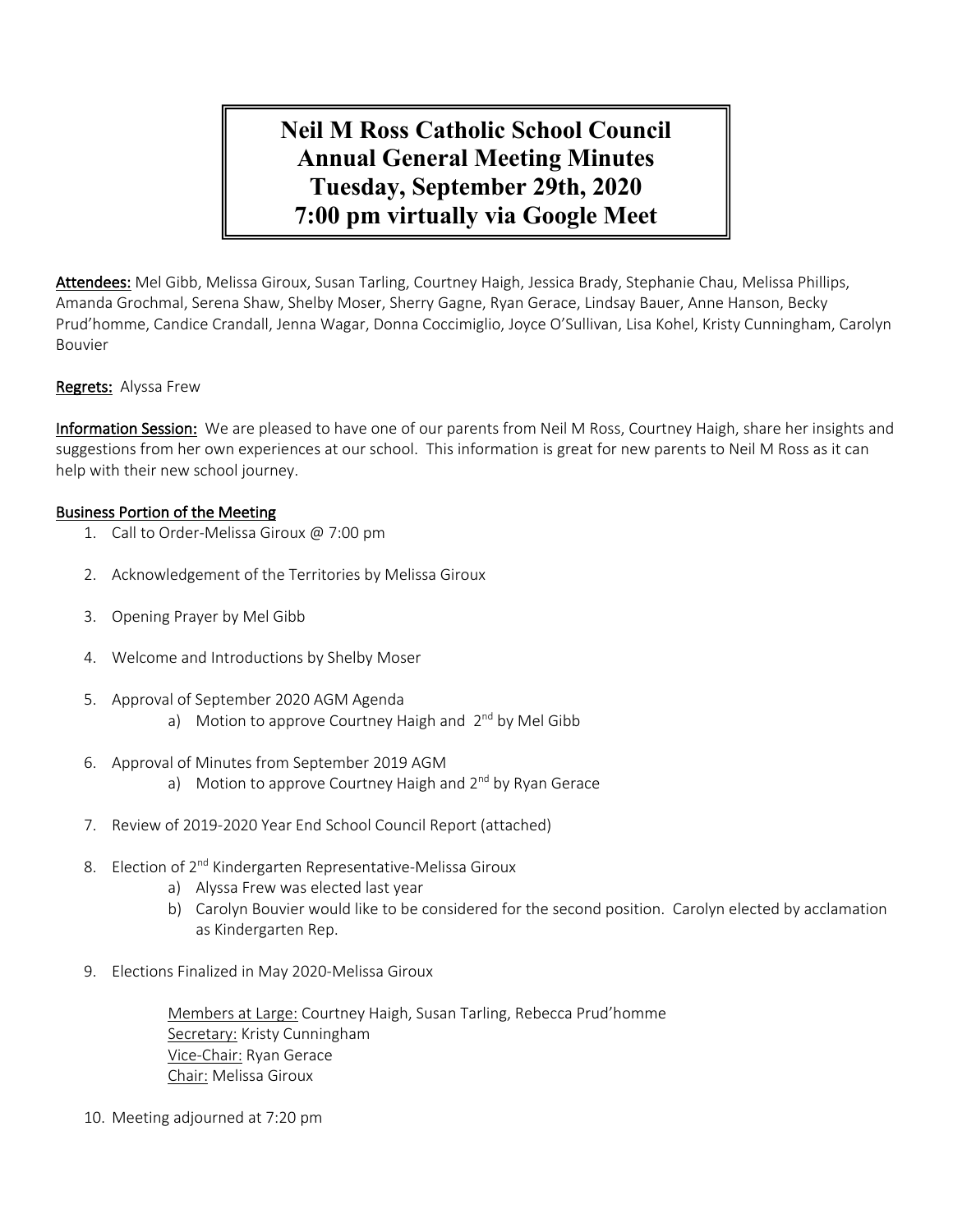# Neil M Ross Catholic School Council Annual General Meeting Minutes Tuesday, September 29th, 2020 7:00 pm virtually via Google Meet

**Attendees:** Mel Gibb, Melissa Giroux, Susan Tarling, Courtney Haigh, Jessica Brady, Stephanie Chau, Melissa Phillips, Amanda Grochmal, Serena Shaw, Shelby Moser, Sherry Gagne, Ryan Gerace, Lindsay Bauer, Anne Hanson, Becky Prud'homme, Candice Crandall, Jenna Wagar, Donna Coccimiglio, Joyce O'Sullivan, Lisa Kohel, Kristy Cunningham, Carolyn Bouvier

**Regrets:** Alyssa Frew

**Information Session:** We are pleased to have one of our parents from Neil M Ross, Courtney Haigh, share her insights and suggestions from her own experiences at our school. This information is great for new parents to Neil M Ross as it can help with their new school journey.

**Business Portion of the Meeting**

1. Call to Order-Melissa Giroux @ 7:00 pm
2. Acknowledgement of the Territories by Melissa Giroux
3. Opening Prayer by Mel Gibb
4. Welcome and Introductions by Shelby Moser
5. Approval of September 2020 AGM Agenda
   a) Motion to approve Courtney Haigh and 2nd by Mel Gibb
6. Approval of Minutes from September 2019 AGM
   a) Motion to approve Courtney Haigh and 2nd by Ryan Gerace
7. Review of 2019-2020 Year End School Council Report (attached)
8. Election of 2nd Kindergarten Representative-Melissa Giroux
   a) Alyssa Frew was elected last year
   b) Carolyn Bouvier would like to be considered for the second position. Carolyn elected by acclamation as Kindergarten Rep.
9. Elections Finalized in May 2020-Melissa Giroux

   Members at Large: Courtney Haigh, Susan Tarling, Rebecca Prud'homme
   Secretary: Kristy Cunningham
   Vice-Chair: Ryan Gerace
   Chair: Melissa Giroux

10. Meeting adjourned at 7:20 pm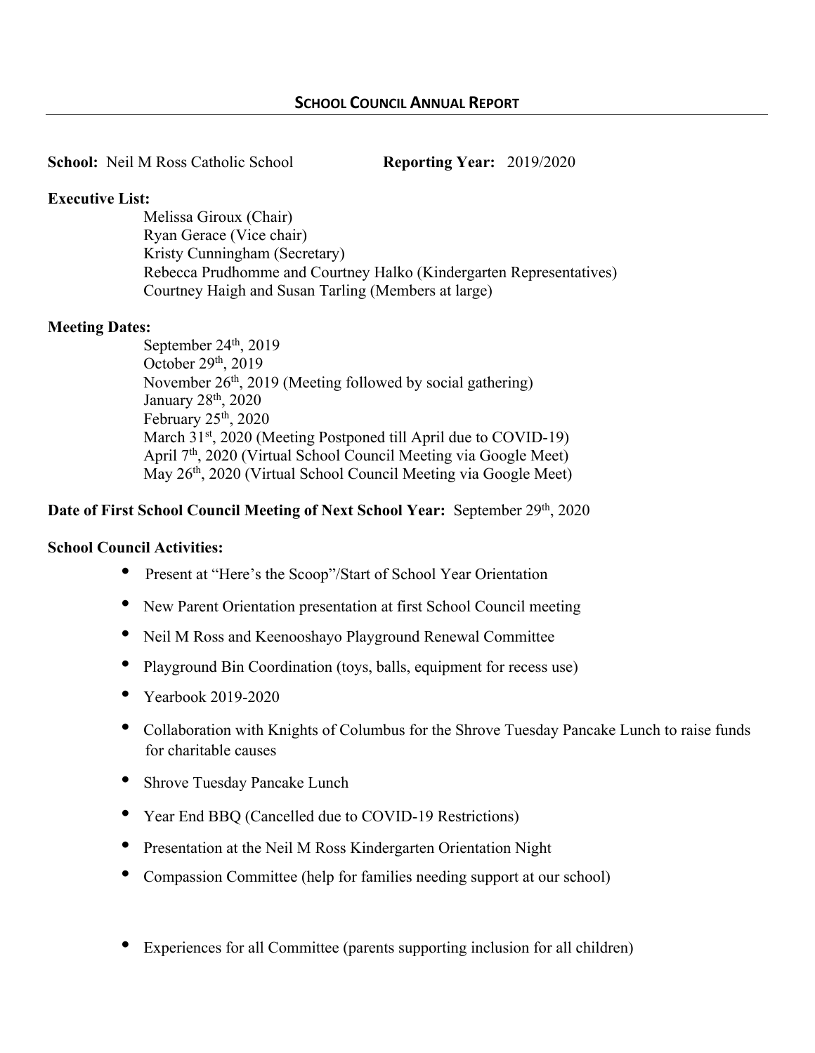## SCHOOL COUNCIL ANNUAL REPORT

**School:** Neil M Ross Catholic School **Reporting Year:** 2019/2020

**Executive List:**

Melissa Giroux (Chair)
Ryan Gerace (Vice chair)
Kristy Cunningham (Secretary)
Rebecca Prudhomme and Courtney Halko (Kindergarten Representatives)
Courtney Haigh and Susan Tarling (Members at large)

**Meeting Dates:**

September 24th, 2019
October 29th, 2019
November 26th, 2019 (Meeting followed by social gathering)
January 28th, 2020
February 25th, 2020
March 31st, 2020 (Meeting Postponed till April due to COVID-19)
April 7th, 2020 (Virtual School Council Meeting via Google Meet)
May 26th, 2020 (Virtual School Council Meeting via Google Meet)

**Date of First School Council Meeting of Next School Year:** September 29th, 2020

**School Council Activities:**

- Present at "Here's the Scoop"/Start of School Year Orientation
- New Parent Orientation presentation at first School Council meeting
- Neil M Ross and Keenooshayo Playground Renewal Committee
- Playground Bin Coordination (toys, balls, equipment for recess use)
- Yearbook 2019-2020
- Collaboration with Knights of Columbus for the Shrove Tuesday Pancake Lunch to raise funds for charitable causes
- Shrove Tuesday Pancake Lunch
- Year End BBQ (Cancelled due to COVID-19 Restrictions)
- Presentation at the Neil M Ross Kindergarten Orientation Night
- Compassion Committee (help for families needing support at our school)
- Experiences for all Committee (parents supporting inclusion for all children)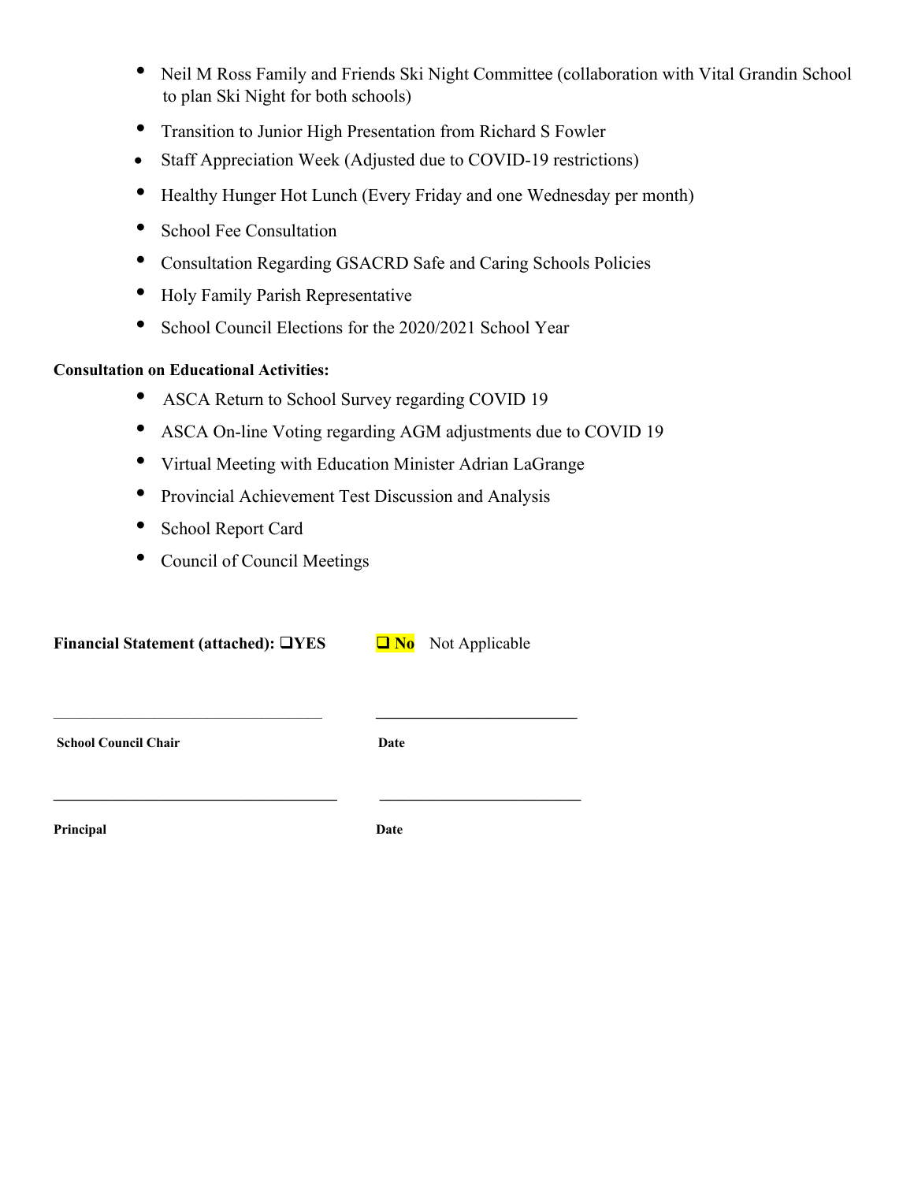- Neil M Ross Family and Friends Ski Night Committee (collaboration with Vital Grandin School to plan Ski Night for both schools)
- Transition to Junior High Presentation from Richard S Fowler
- Staff Appreciation Week (Adjusted due to COVID-19 restrictions)
- Healthy Hunger Hot Lunch (Every Friday and one Wednesday per month)
- School Fee Consultation
- Consultation Regarding GSACRD Safe and Caring Schools Policies
- Holy Family Parish Representative
- School Council Elections for the 2020/2021 School Year

**Consultation on Educational Activities:**

- ASCA Return to School Survey regarding COVID 19
- ASCA On-line Voting regarding AGM adjustments due to COVID 19
- Virtual Meeting with Education Minister Adrian LaGrange
- Provincial Achievement Test Discussion and Analysis
- School Report Card
- Council of Council Meetings

**Financial Statement (attached):** ❑ **YES** ❑ **No** Not Applicable

\_\_\_\_\_\_\_\_\_\_\_\_\_\_\_\_\_\_\_\_\_\_\_\_\_\_\_\_\_\_ \_\_\_\_\_\_\_\_\_\_\_\_\_\_\_\_\_\_\_\_\_\_\_

**School Council Chair** **Date**

\_\_\_\_\_\_\_\_\_\_\_\_\_\_\_\_\_\_\_\_\_\_\_\_\_\_\_\_\_\_ \_\_\_\_\_\_\_\_\_\_\_\_\_\_\_\_\_\_\_\_\_\_\_

**Principal** **Date**